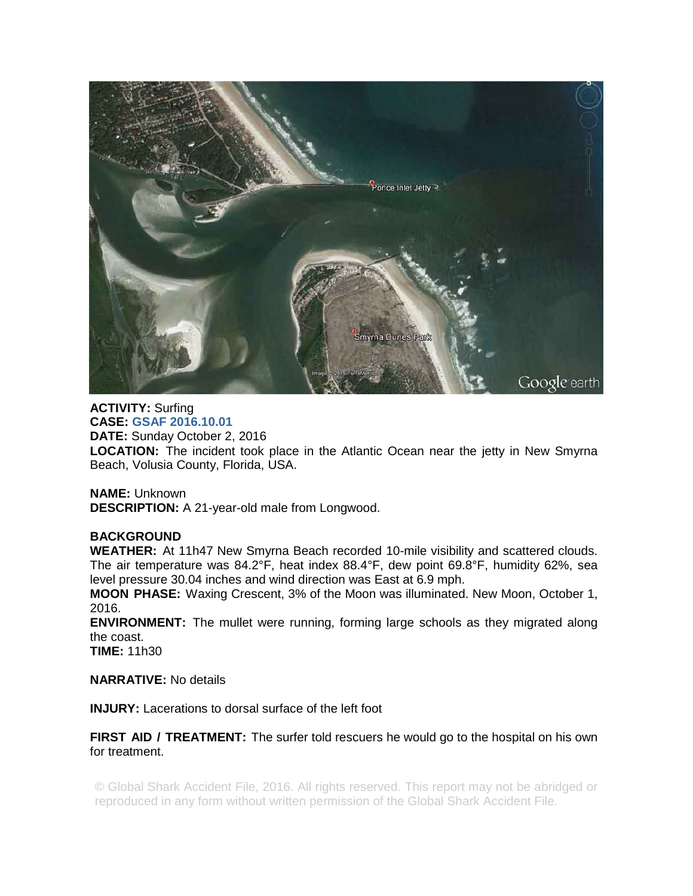**ACTIVITY:** Surfing
**CASE:** **GSAF 2016.10.01**
**DATE:** Sunday October 2, 2016
**LOCATION:** The incident took place in the Atlantic Ocean near the jetty in New Smyrna Beach, Volusia County, Florida, USA.

**NAME:** Unknown
**DESCRIPTION:** A 21-year-old male from Longwood.

**BACKGROUND**
**WEATHER:** At 11h47 New Smyrna Beach recorded 10-mile visibility and scattered clouds. The air temperature was 84.2°F, heat index 88.4°F, dew point 69.8°F, humidity 62%, sea level pressure 30.04 inches and wind direction was East at 6.9 mph.
**MOON PHASE:** Waxing Crescent, 3% of the Moon was illuminated. New Moon, October 1, 2016.
**ENVIRONMENT:** The mullet were running, forming large schools as they migrated along the coast.
**TIME:** 11h30

**NARRATIVE:** No details

**INJURY:** Lacerations to dorsal surface of the left foot

**FIRST AID / TREATMENT:** The surfer told rescuers he would go to the hospital on his own for treatment.

© Global Shark Accident File, 2016. All rights reserved. This report may not be abridged or reproduced in any form without written permission of the Global Shark Accident File.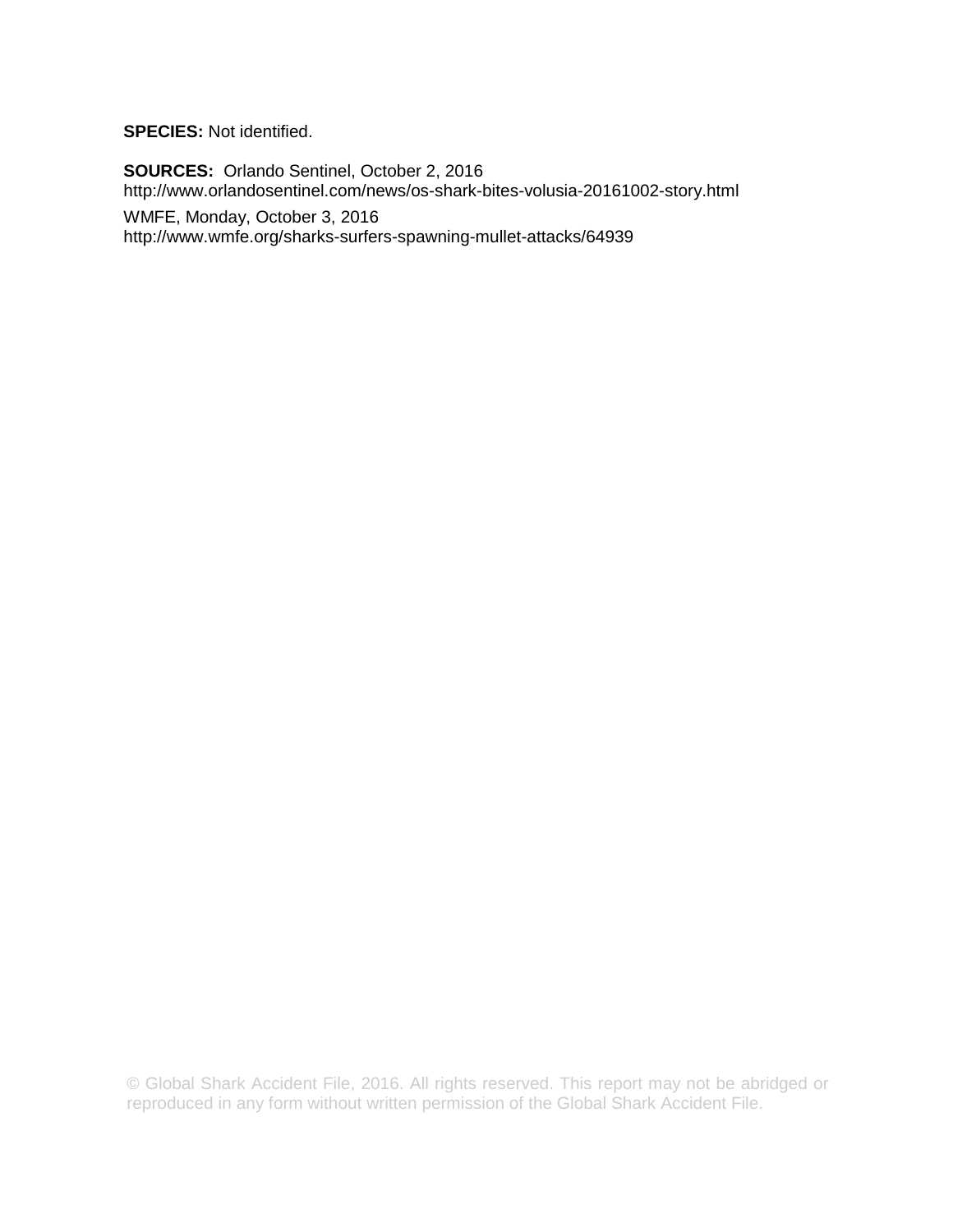**SPECIES:** Not identified.

**SOURCES:** Orlando Sentinel, October 2, 2016
http://www.orlandosentinel.com/news/os-shark-bites-volusia-20161002-story.html

WMFE, Monday, October 3, 2016
http://www.wmfe.org/sharks-surfers-spawning-mullet-attacks/64939

© Global Shark Accident File, 2016. All rights reserved. This report may not be abridged or reproduced in any form without written permission of the Global Shark Accident File.